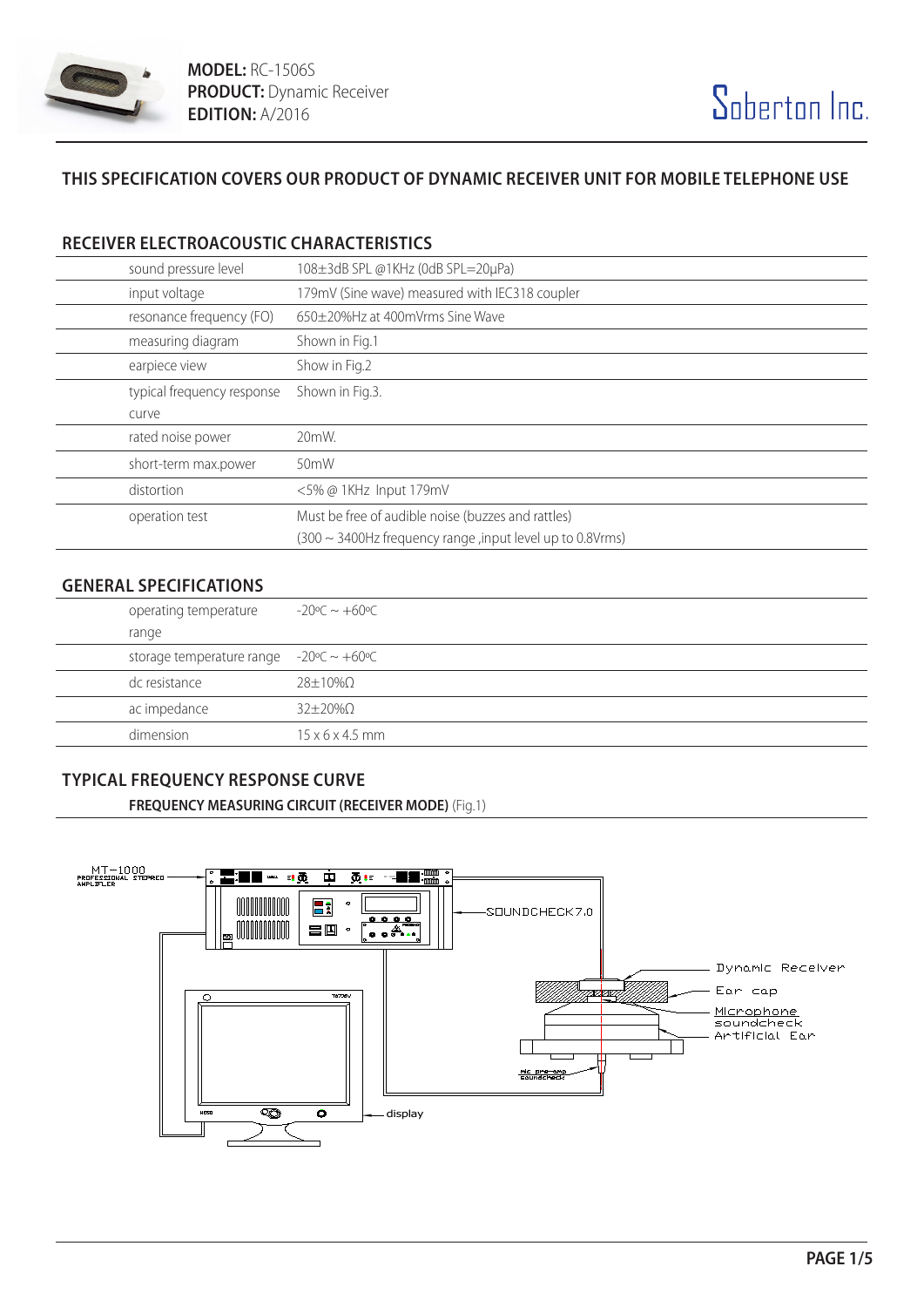**MODEL:** RC-1506S
**PRODUCT:** Dynamic Receiver
**EDITION:** A/2016

Soberton Inc.

## THIS SPECIFICATION COVERS OUR PRODUCT OF DYNAMIC RECEIVER UNIT FOR MOBILE TELEPHONE USE

### RECEIVER ELECTROACOUSTIC CHARACTERISTICS

| | |
|---|---|
| sound pressure level | 108±3dB SPL @1KHz (0dB SPL=20μPa) |
| input voltage | 179mV (Sine wave) measured with IEC318 coupler |
| resonance frequency (FO) | 650±20%Hz at 400mVrms Sine Wave |
| measuring diagram | Shown in Fig.1 |
| earpiece view | Show in Fig.2 |
| typical frequency response curve | Shown in Fig.3. |
| rated noise power | 20mW. |
| short-term max.power | 50mW |
| distortion | <5% @ 1KHz Input 179mV |
| operation test | Must be free of audible noise (buzzes and rattles) (300 ~ 3400Hz frequency range ,input level up to 0.8Vrms) |

### GENERAL SPECIFICATIONS

| | |
|---|---|
| operating temperature range | -20ºC ~ +60ºC |
| storage temperature range | -20ºC ~ +60ºC |
| dc resistance | 28±10%Ω |
| ac impedance | 32±20%Ω |
| dimension | 15 x 6 x 4.5 mm |

### TYPICAL FREQUENCY RESPONSE CURVE

**FREQUENCY MEASURING CIRCUIT (RECEIVER MODE)** (Fig.1)

MT-1000 PROFESSIONAL STEREO AMPLIFIER

SOUNDCHECK7.0

Dynamic Receiver

Ear cap

Microphone soundcheck

Artificial Ear

Mic pre-amp Soundcheck

display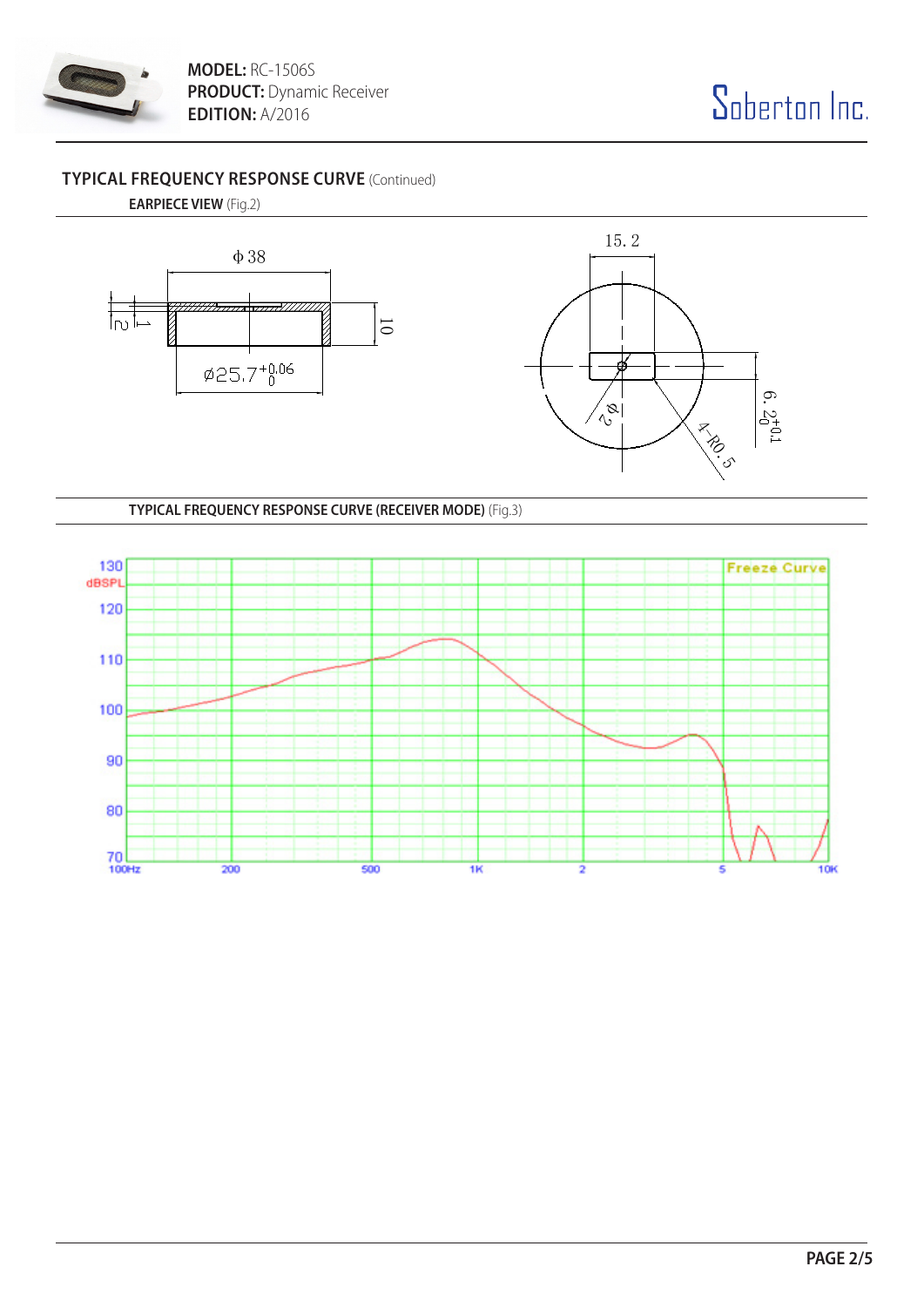## TYPICAL FREQUENCY RESPONSE CURVE (Continued)

**EARPIECE VIEW** (Fig.2)

**TYPICAL FREQUENCY RESPONSE CURVE (RECEIVER MODE)** (Fig.3)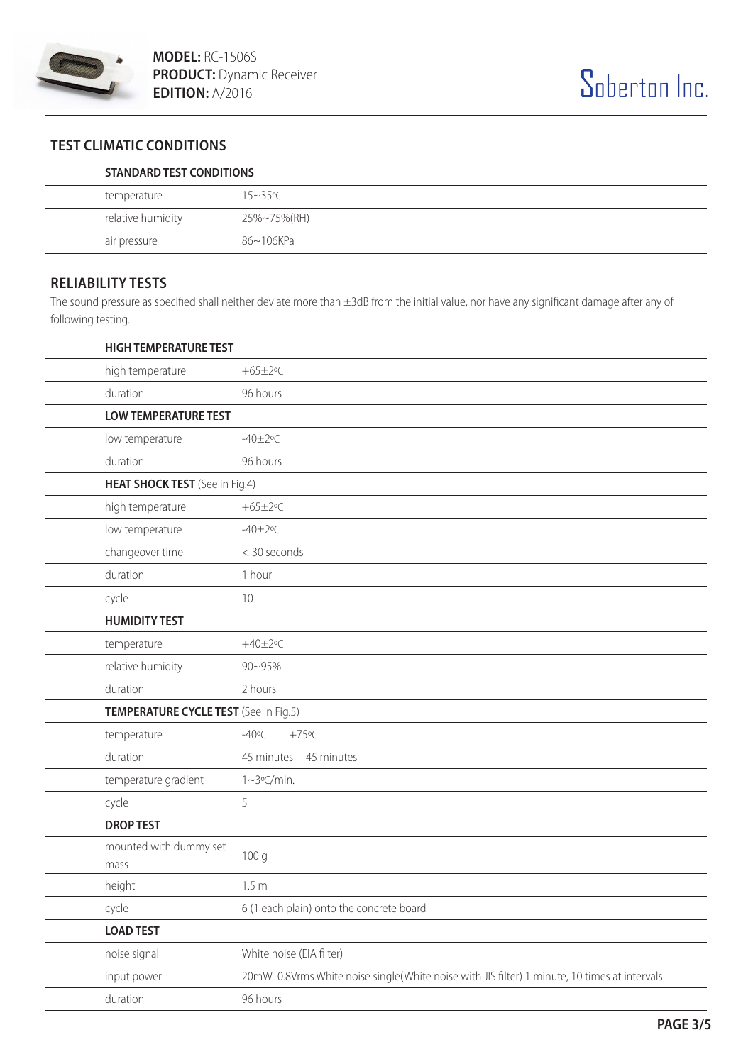**MODEL:** RC-1506S
**PRODUCT:** Dynamic Receiver
**EDITION:** A/2016

Soberton Inc.

## TEST CLIMATIC CONDITIONS

| **STANDARD TEST CONDITIONS** | |
|---|---|
| temperature | 15~35ºC |
| relative humidity | 25%~75%(RH) |
| air pressure | 86~106KPa |

## RELIABILITY TESTS

The sound pressure as specified shall neither deviate more than ±3dB from the initial value, nor have any significant damage after any of following testing.

| **HIGH TEMPERATURE TEST** | |
|---|---|
| high temperature | +65±2ºC |
| duration | 96 hours |
| **LOW TEMPERATURE TEST** | |
| low temperature | -40±2ºC |
| duration | 96 hours |
| **HEAT SHOCK TEST** (See in Fig.4) | |
| high temperature | +65±2ºC |
| low temperature | -40±2ºC |
| changeover time | < 30 seconds |
| duration | 1 hour |
| cycle | 10 |
| **HUMIDITY TEST** | |
| temperature | +40±2ºC |
| relative humidity | 90~95% |
| duration | 2 hours |
| **TEMPERATURE CYCLE TEST** (See in Fig.5) | |
| temperature | -40ºC +75ºC |
| duration | 45 minutes 45 minutes |
| temperature gradient | 1~3ºC/min. |
| cycle | 5 |
| **DROP TEST** | |
| mounted with dummy set mass | 100 g |
| height | 1.5 m |
| cycle | 6 (1 each plain) onto the concrete board |
| **LOAD TEST** | |
| noise signal | White noise (EIA filter) |
| input power | 20mW 0.8Vrms White noise single(White noise with JIS filter) 1 minute, 10 times at intervals |
| duration | 96 hours |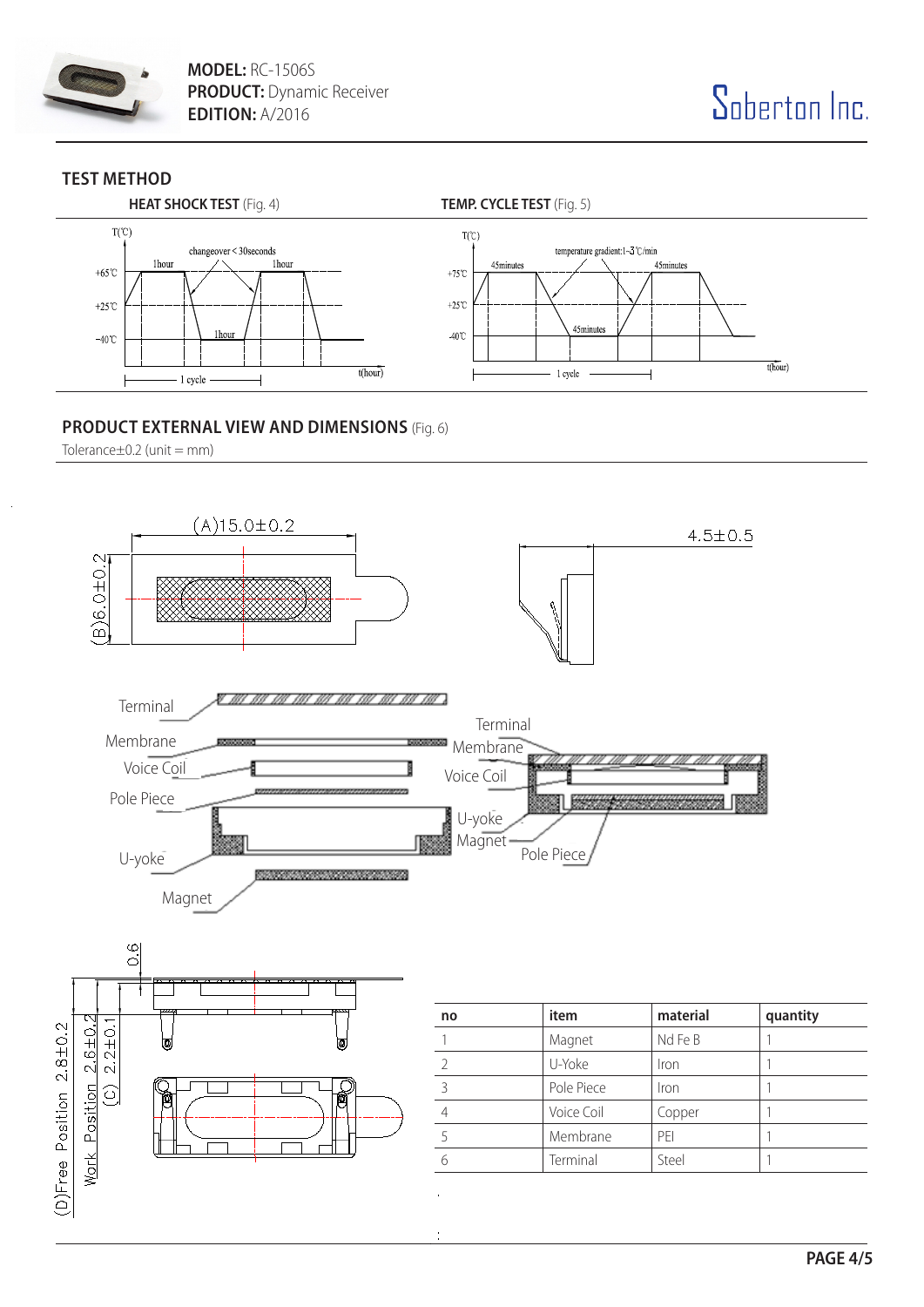**MODEL:** RC-1506S
**PRODUCT:** Dynamic Receiver
**EDITION:** A/2016

Soberton Inc.

## TEST METHOD

**HEAT SHOCK TEST** (Fig. 4)

T(℃)

changeover < 30seconds

1hour 1hour 1hour

+65℃ +25℃ −40℃

1 cycle t(hour)

**TEMP. CYCLE TEST** (Fig. 5)

T(℃)

temperature gradient:1~3℃/min

45minutes 45minutes 45minutes

+75℃ +25℃ -40℃

1 cycle t(hour)

## PRODUCT EXTERNAL VIEW AND DIMENSIONS (Fig. 6)

Tolerance±0.2 (unit = mm)

(A)15.0±0.2

(B)6.0±0.2

4.5±0.5

Terminal
Membrane
Voice Coil
Pole Piece
U-yoke
Magnet

0.6

(D)Free Position 2.8±0.2

Work Position 2.6±0.2

(C) 2.2±0.1

| no | item | material | quantity |
| --- | --- | --- | --- |
| 1 | Magnet | Nd Fe B | 1 |
| 2 | U-Yoke | Iron | 1 |
| 3 | Pole Piece | Iron | 1 |
| 4 | Voice Coil | Copper | 1 |
| 5 | Membrane | PEI | 1 |
| 6 | Terminal | Steel | 1 |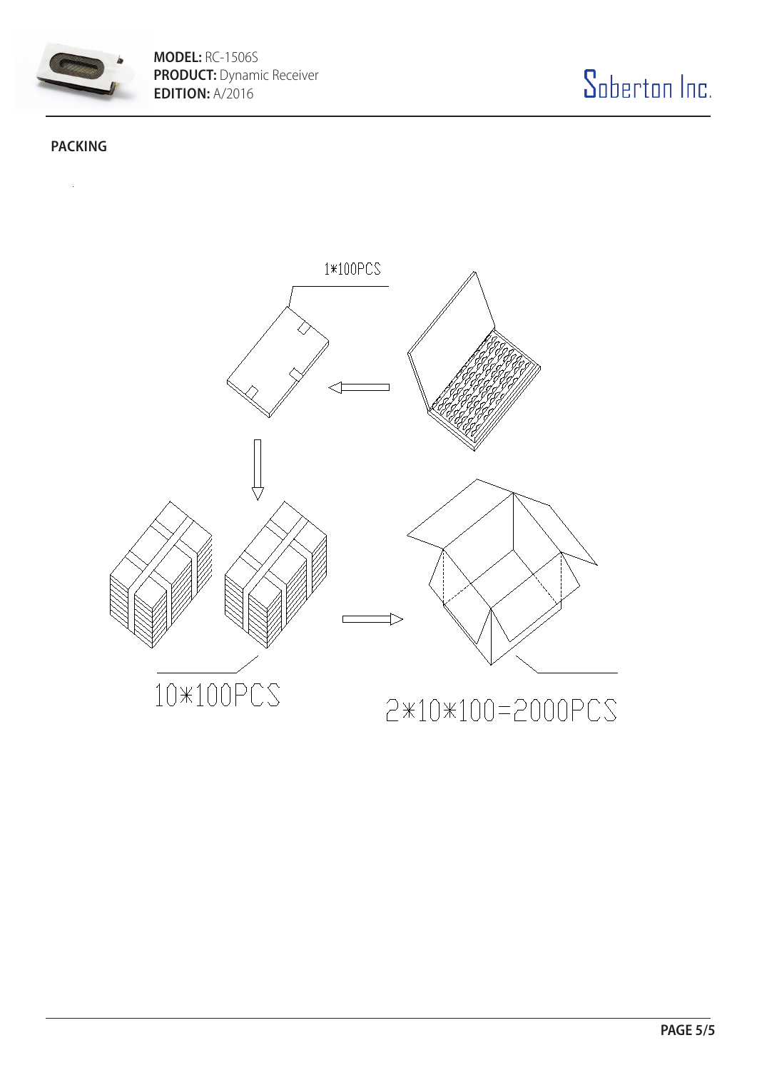## PACKING

1*100PCS

10*100PCS

2*10*100=2000PCS